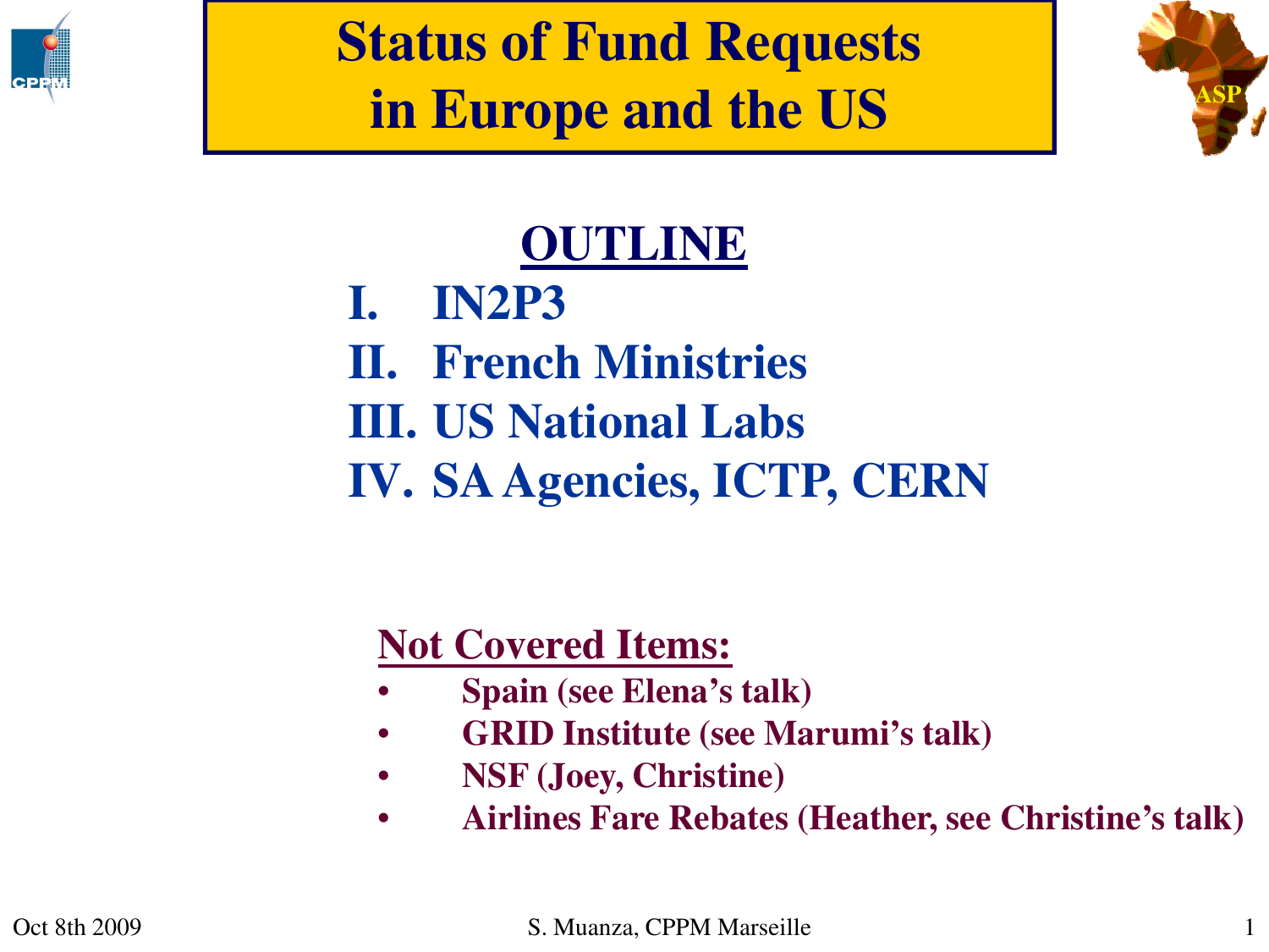# Status of Fund Requests in Europe and the US

## OUTLINE

I. IN2P3

II. French Ministries

III. US National Labs

IV. SA Agencies, ICTP, CERN

**Not Covered Items:**

- Spain (see Elena's talk)
- GRID Institute (see Marumi's talk)
- NSF (Joey, Christine)
- Airlines Fare Rebates (Heather, see Christine's talk)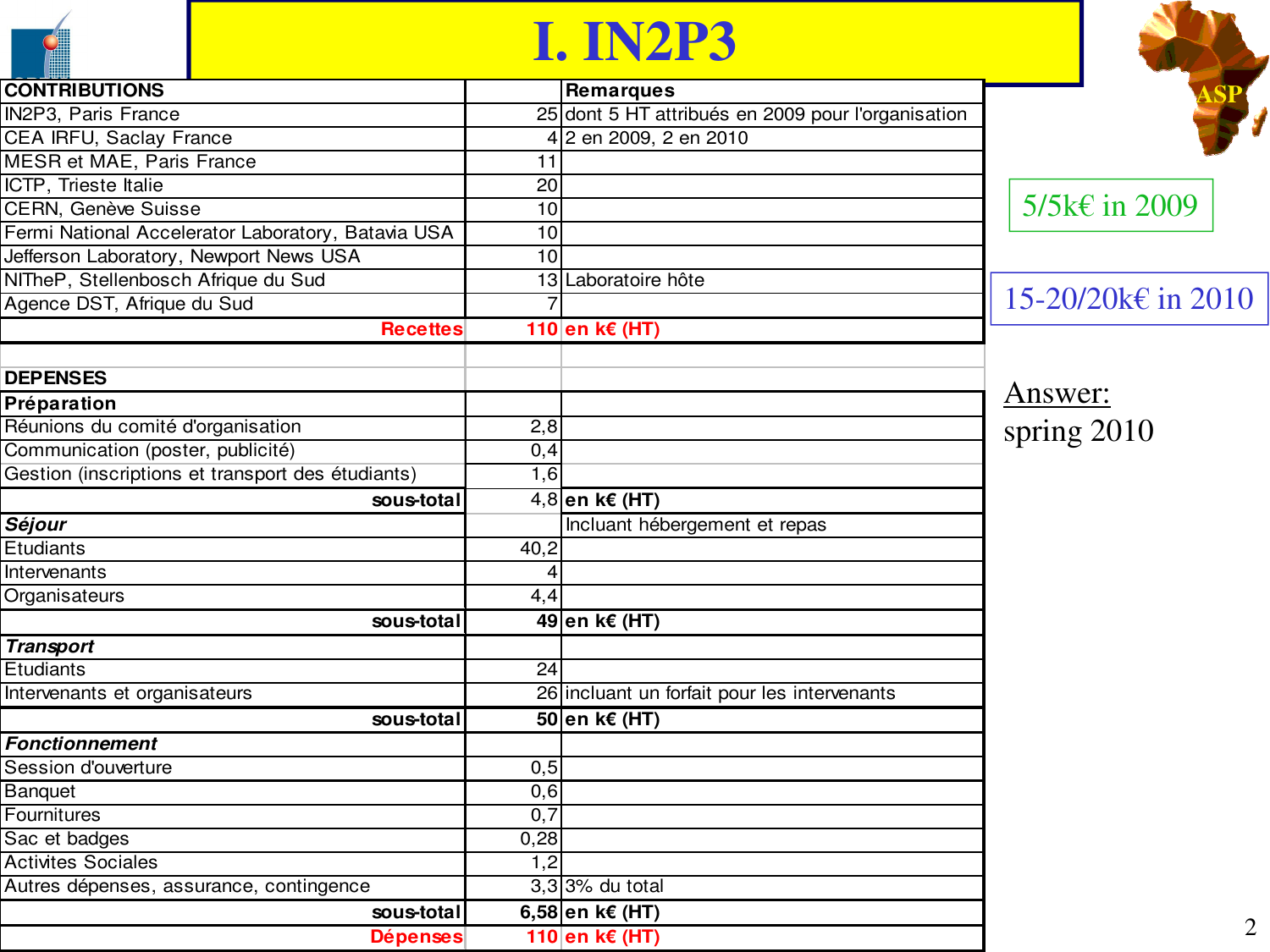# I. IN2P3

| CONTRIBUTIONS | | Remarques |
|---|---|---|
| IN2P3, Paris France | 25 | dont 5 HT attribués en 2009 pour l'organisation |
| CEA IRFU, Saclay France | 4 | 2 en 2009, 2 en 2010 |
| MESR et MAE, Paris France | 11 | |
| ICTP, Trieste Italie | 20 | |
| CERN, Genève Suisse | 10 | |
| Fermi National Accelerator Laboratory, Batavia USA | 10 | |
| Jefferson Laboratory, Newport News USA | 10 | |
| NITheP, Stellenbosch Afrique du Sud | 13 | Laboratoire hôte |
| Agence DST, Afrique du Sud | 7 | |
| **Recettes** | **110** | **en k€ (HT)** |
| | | |
| **DEPENSES** | | |
| **Préparation** | | |
| Réunions du comité d'organisation | 2,8 | |
| Communication (poster, publicité) | 0,4 | |
| Gestion (inscriptions et transport des étudiants) | 1,6 | |
| **sous-total** | 4,8 | **en k€ (HT)** |
| ***Séjour*** | | Incluant hébergement et repas |
| Etudiants | 40,2 | |
| Intervenants | 4 | |
| Organisateurs | 4,4 | |
| **sous-total** | **49** | **en k€ (HT)** |
| ***Transport*** | | |
| Etudiants | 24 | |
| Intervenants et organisateurs | 26 | incluant un forfait pour les intervenants |
| **sous-total** | **50** | **en k€ (HT)** |
| ***Fonctionnement*** | | |
| Session d'ouverture | 0,5 | |
| Banquet | 0,6 | |
| Fournitures | 0,7 | |
| Sac et badges | 0,28 | |
| Activites Sociales | 1,2 | |
| Autres dépenses, assurance, contingence | 3,3 | 3% du total |
| **sous-total** | **6,58** | **en k€ (HT)** |
| **Dépenses** | **110** | **en k€ (HT)** |

5/5k€ in 2009

15-20/20k€ in 2010

Answer:
spring 2010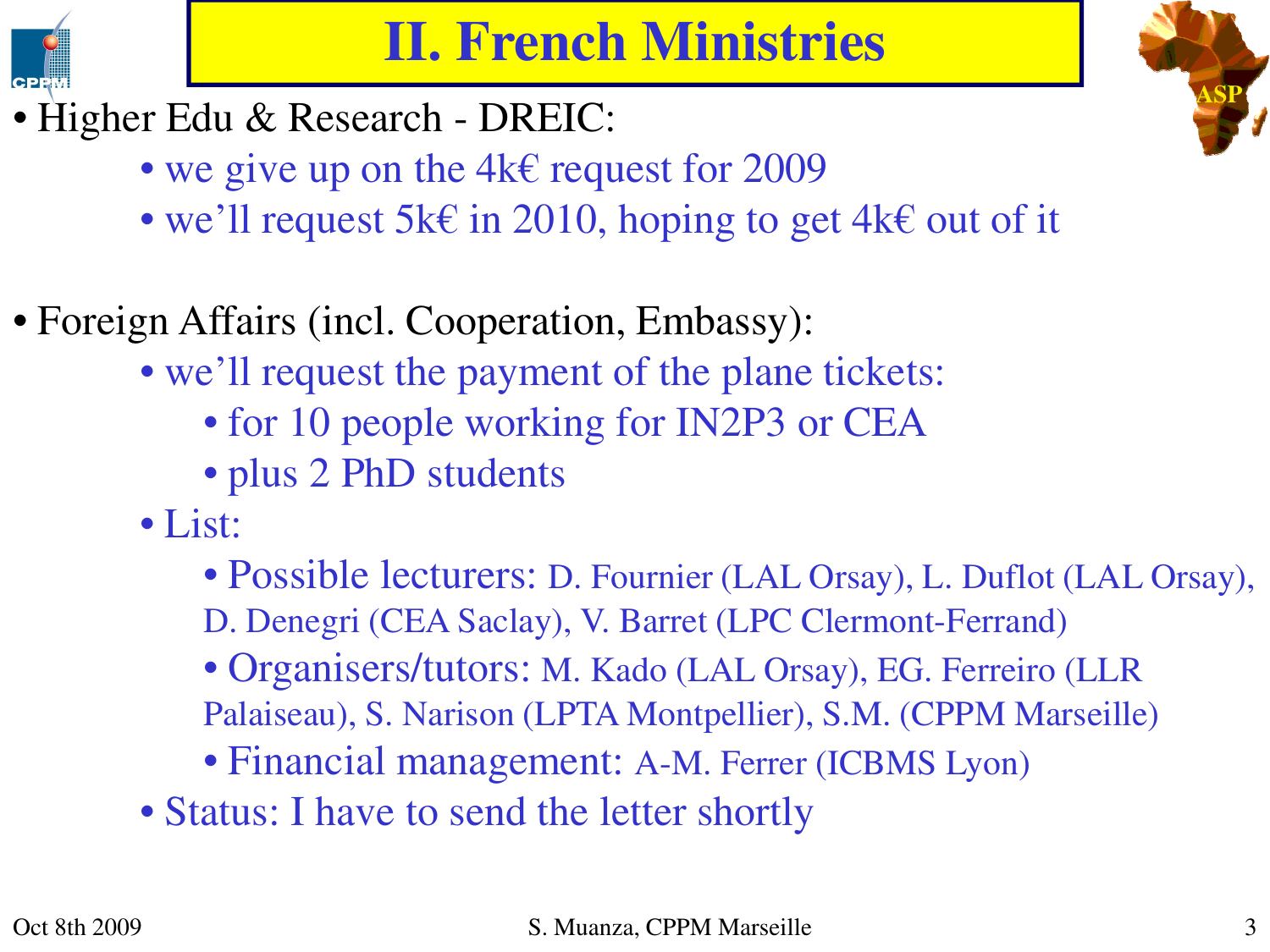# II. French Ministries

- Higher Edu & Research - DREIC:
  - we give up on the 4k€ request for 2009
  - we'll request 5k€ in 2010, hoping to get 4k€ out of it

- Foreign Affairs (incl. Cooperation, Embassy):
  - we'll request the payment of the plane tickets:
    - for 10 people working for IN2P3 or CEA
    - plus 2 PhD students
  - List:
    - Possible lecturers: D. Fournier (LAL Orsay), L. Duflot (LAL Orsay), D. Denegri (CEA Saclay), V. Barret (LPC Clermont-Ferrand)
    - Organisers/tutors: M. Kado (LAL Orsay), EG. Ferreiro (LLR Palaiseau), S. Narison (LPTA Montpellier), S.M. (CPPM Marseille)
    - Financial management: A-M. Ferrer (ICBMS Lyon)
  - Status: I have to send the letter shortly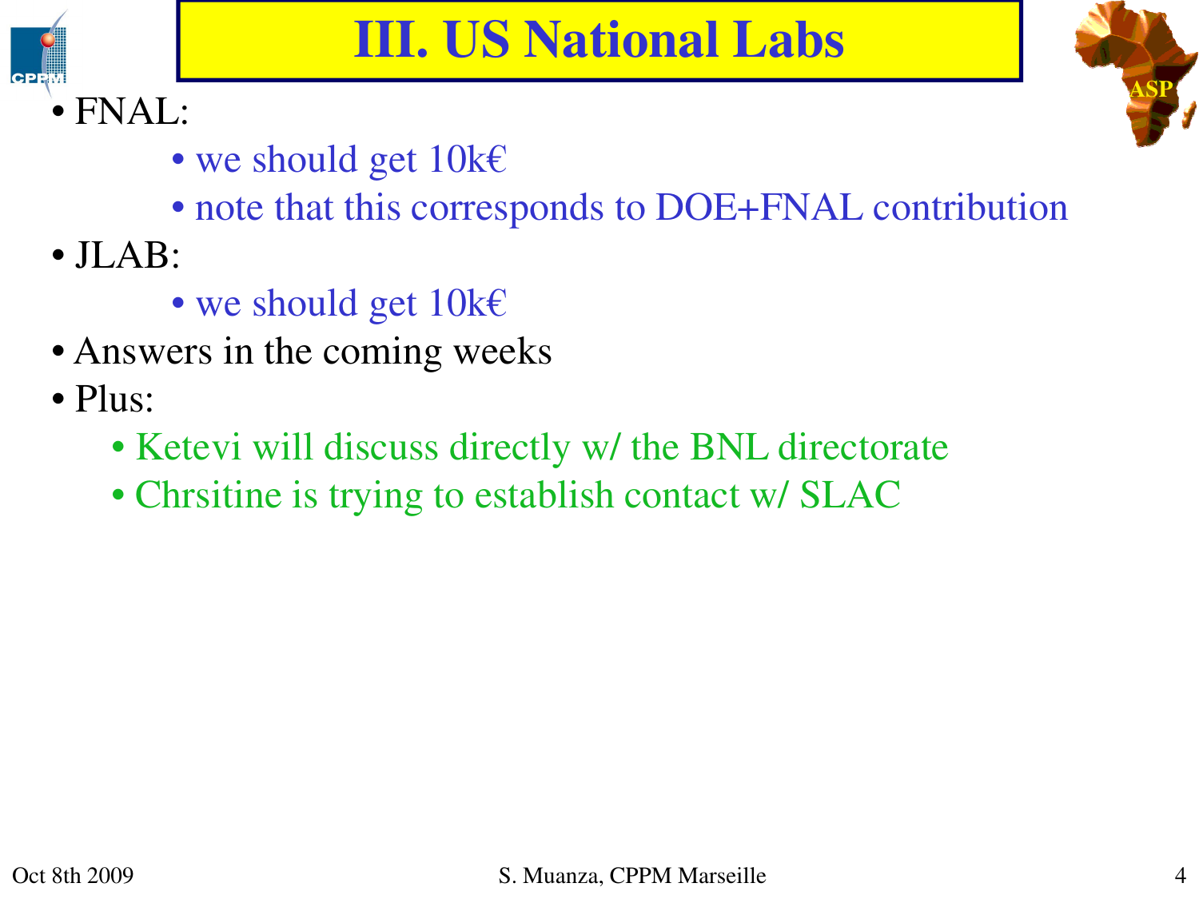# III. US National Labs

- FNAL:
  - we should get 10k€
  - note that this corresponds to DOE+FNAL contribution
- JLAB:
  - we should get 10k€
- Answers in the coming weeks
- Plus:
  - Ketevi will discuss directly w/ the BNL directorate
  - Chrsitine is trying to establish contact w/ SLAC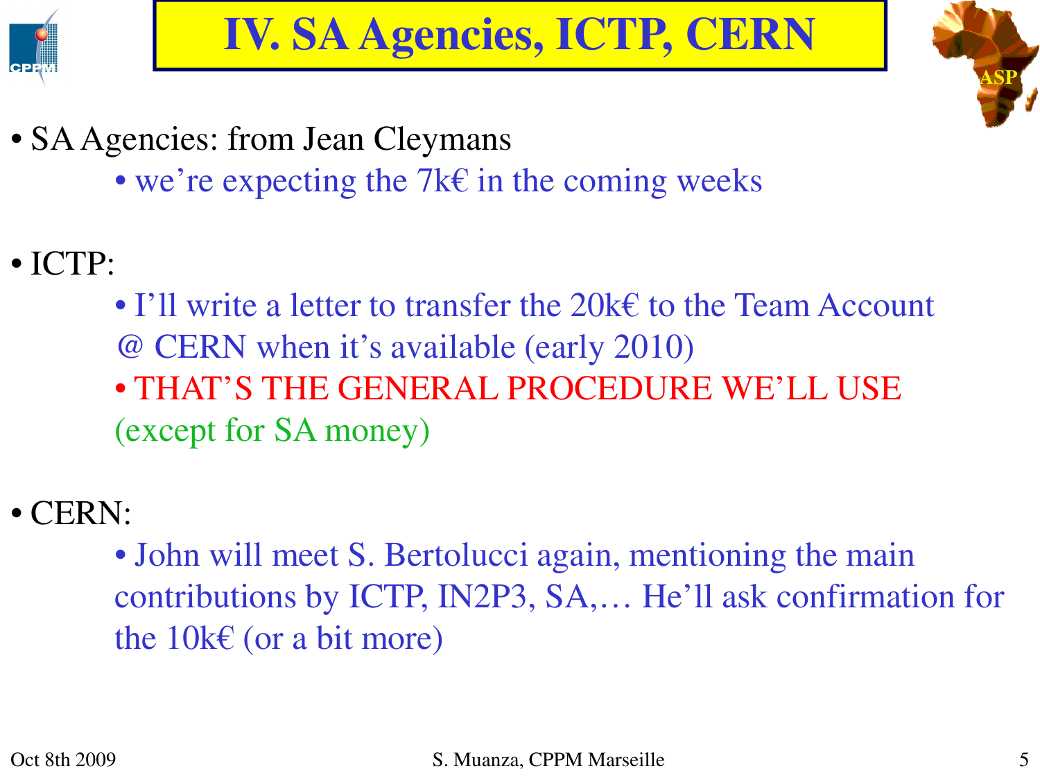# IV. SA Agencies, ICTP, CERN

- SA Agencies: from Jean Cleymans
    - we're expecting the 7k€ in the coming weeks

- ICTP:
    - I'll write a letter to transfer the 20k€ to the Team Account @ CERN when it's available (early 2010)
    - THAT'S THE GENERAL PROCEDURE WE'LL USE (except for SA money)

- CERN:
    - John will meet S. Bertolucci again, mentioning the main contributions by ICTP, IN2P3, SA,… He'll ask confirmation for the 10k€ (or a bit more)